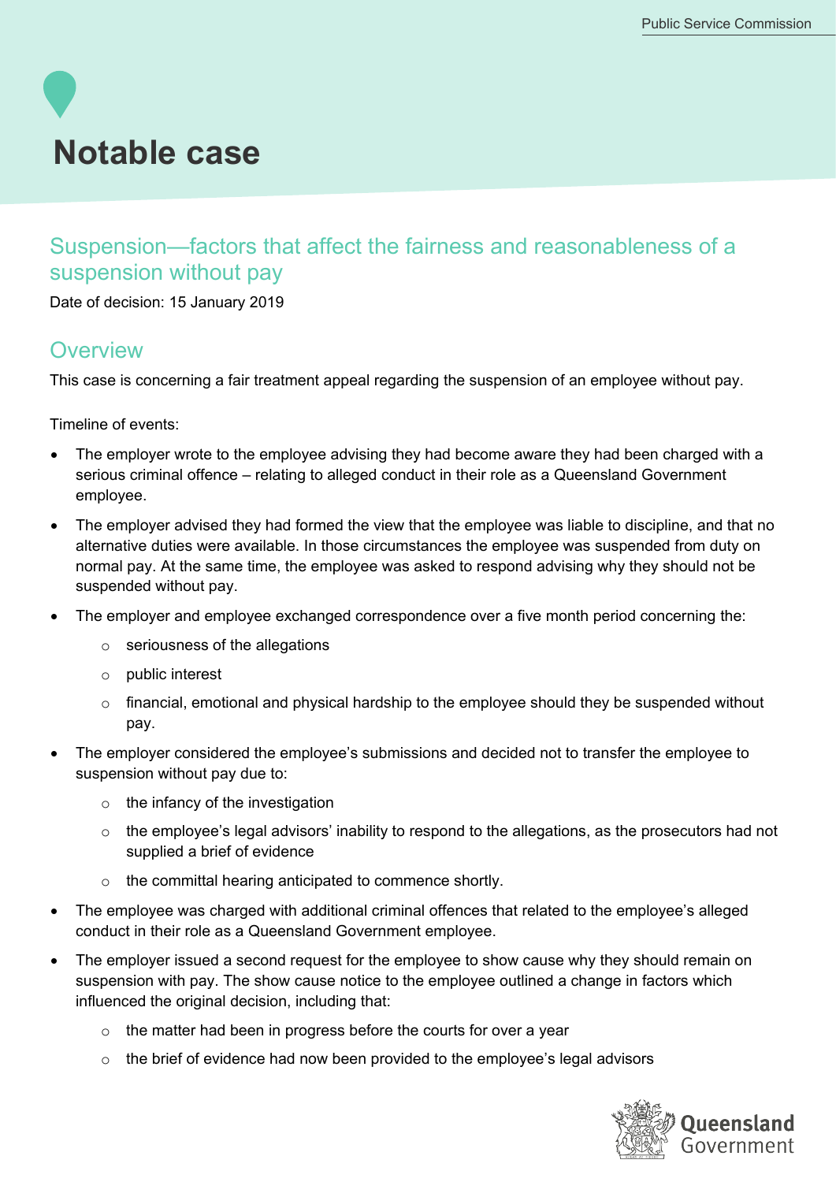# Notable case

## Suspension—factors that affect the fairness and reasonableness of a suspension without pay

Date of decision: 15 January 2019

## Overview

This case is concerning a fair treatment appeal regarding the suspension of an employee without pay.

Timeline of events:

- The employer wrote to the employee advising they had become aware they had been charged with a serious criminal offence – relating to alleged conduct in their role as a Queensland Government employee.
- The employer advised they had formed the view that the employee was liable to discipline, and that no alternative duties were available. In those circumstances the employee was suspended from duty on normal pay. At the same time, the employee was asked to respond advising why they should not be suspended without pay.
- The employer and employee exchanged correspondence over a five month period concerning the:
  - seriousness of the allegations
  - public interest
  - financial, emotional and physical hardship to the employee should they be suspended without pay.
- The employer considered the employee's submissions and decided not to transfer the employee to suspension without pay due to:
  - the infancy of the investigation
  - the employee's legal advisors' inability to respond to the allegations, as the prosecutors had not supplied a brief of evidence
  - the committal hearing anticipated to commence shortly.
- The employee was charged with additional criminal offences that related to the employee's alleged conduct in their role as a Queensland Government employee.
- The employer issued a second request for the employee to show cause why they should remain on suspension with pay. The show cause notice to the employee outlined a change in factors which influenced the original decision, including that:
  - the matter had been in progress before the courts for over a year
  - the brief of evidence had now been provided to the employee's legal advisors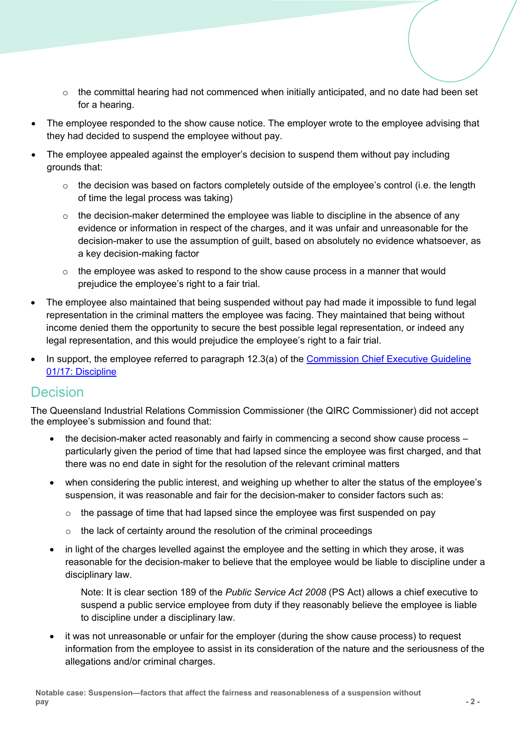- the committal hearing had not commenced when initially anticipated, and no date had been set for a hearing.

- The employee responded to the show cause notice. The employer wrote to the employee advising that they had decided to suspend the employee without pay.
- The employee appealed against the employer's decision to suspend them without pay including grounds that:
  - the decision was based on factors completely outside of the employee's control (i.e. the length of time the legal process was taking)
  - the decision-maker determined the employee was liable to discipline in the absence of any evidence or information in respect of the charges, and it was unfair and unreasonable for the decision-maker to use the assumption of guilt, based on absolutely no evidence whatsoever, as a key decision-making factor
  - the employee was asked to respond to the show cause process in a manner that would prejudice the employee's right to a fair trial.
- The employee also maintained that being suspended without pay had made it impossible to fund legal representation in the criminal matters the employee was facing. They maintained that being without income denied them the opportunity to secure the best possible legal representation, or indeed any legal representation, and this would prejudice the employee's right to a fair trial.
- In support, the employee referred to paragraph 12.3(a) of the Commission Chief Executive Guideline 01/17: Discipline

## Decision

The Queensland Industrial Relations Commission Commissioner (the QIRC Commissioner) did not accept the employee's submission and found that:

- the decision-maker acted reasonably and fairly in commencing a second show cause process – particularly given the period of time that had lapsed since the employee was first charged, and that there was no end date in sight for the resolution of the relevant criminal matters
- when considering the public interest, and weighing up whether to alter the status of the employee's suspension, it was reasonable and fair for the decision-maker to consider factors such as:
  - the passage of time that had lapsed since the employee was first suspended on pay
  - the lack of certainty around the resolution of the criminal proceedings
- in light of the charges levelled against the employee and the setting in which they arose, it was reasonable for the decision-maker to believe that the employee would be liable to discipline under a disciplinary law.

  Note: It is clear section 189 of the *Public Service Act 2008* (PS Act) allows a chief executive to suspend a public service employee from duty if they reasonably believe the employee is liable to discipline under a disciplinary law.

- it was not unreasonable or unfair for the employer (during the show cause process) to request information from the employee to assist in its consideration of the nature and the seriousness of the allegations and/or criminal charges.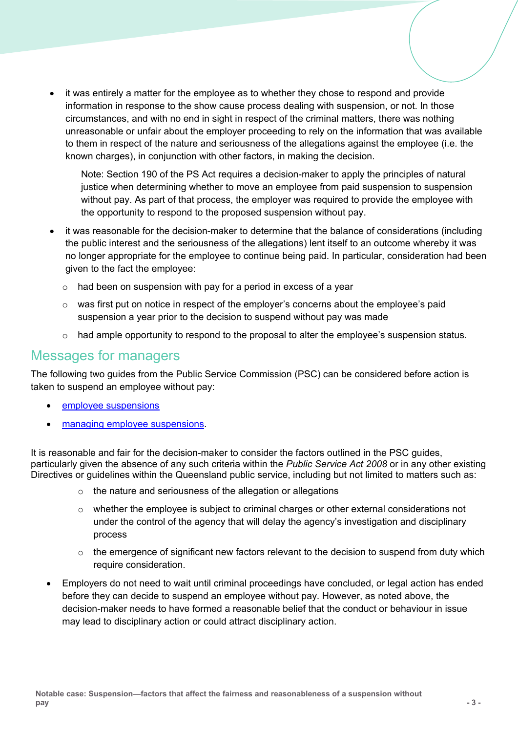- it was entirely a matter for the employee as to whether they chose to respond and provide information in response to the show cause process dealing with suspension, or not. In those circumstances, and with no end in sight in respect of the criminal matters, there was nothing unreasonable or unfair about the employer proceeding to rely on the information that was available to them in respect of the nature and seriousness of the allegations against the employee (i.e. the known charges), in conjunction with other factors, in making the decision.

  Note: Section 190 of the PS Act requires a decision-maker to apply the principles of natural justice when determining whether to move an employee from paid suspension to suspension without pay. As part of that process, the employer was required to provide the employee with the opportunity to respond to the proposed suspension without pay.

- it was reasonable for the decision-maker to determine that the balance of considerations (including the public interest and the seriousness of the allegations) lent itself to an outcome whereby it was no longer appropriate for the employee to continue being paid. In particular, consideration had been given to the fact the employee:
  - had been on suspension with pay for a period in excess of a year
  - was first put on notice in respect of the employer's concerns about the employee's paid suspension a year prior to the decision to suspend without pay was made
  - had ample opportunity to respond to the proposal to alter the employee's suspension status.

## Messages for managers

The following two guides from the Public Service Commission (PSC) can be considered before action is taken to suspend an employee without pay:

- employee suspensions
- managing employee suspensions.

It is reasonable and fair for the decision-maker to consider the factors outlined in the PSC guides, particularly given the absence of any such criteria within the *Public Service Act 2008* or in any other existing Directives or guidelines within the Queensland public service, including but not limited to matters such as:

  - the nature and seriousness of the allegation or allegations
  - whether the employee is subject to criminal charges or other external considerations not under the control of the agency that will delay the agency's investigation and disciplinary process
  - the emergence of significant new factors relevant to the decision to suspend from duty which require consideration.

- Employers do not need to wait until criminal proceedings have concluded, or legal action has ended before they can decide to suspend an employee without pay. However, as noted above, the decision-maker needs to have formed a reasonable belief that the conduct or behaviour in issue may lead to disciplinary action or could attract disciplinary action.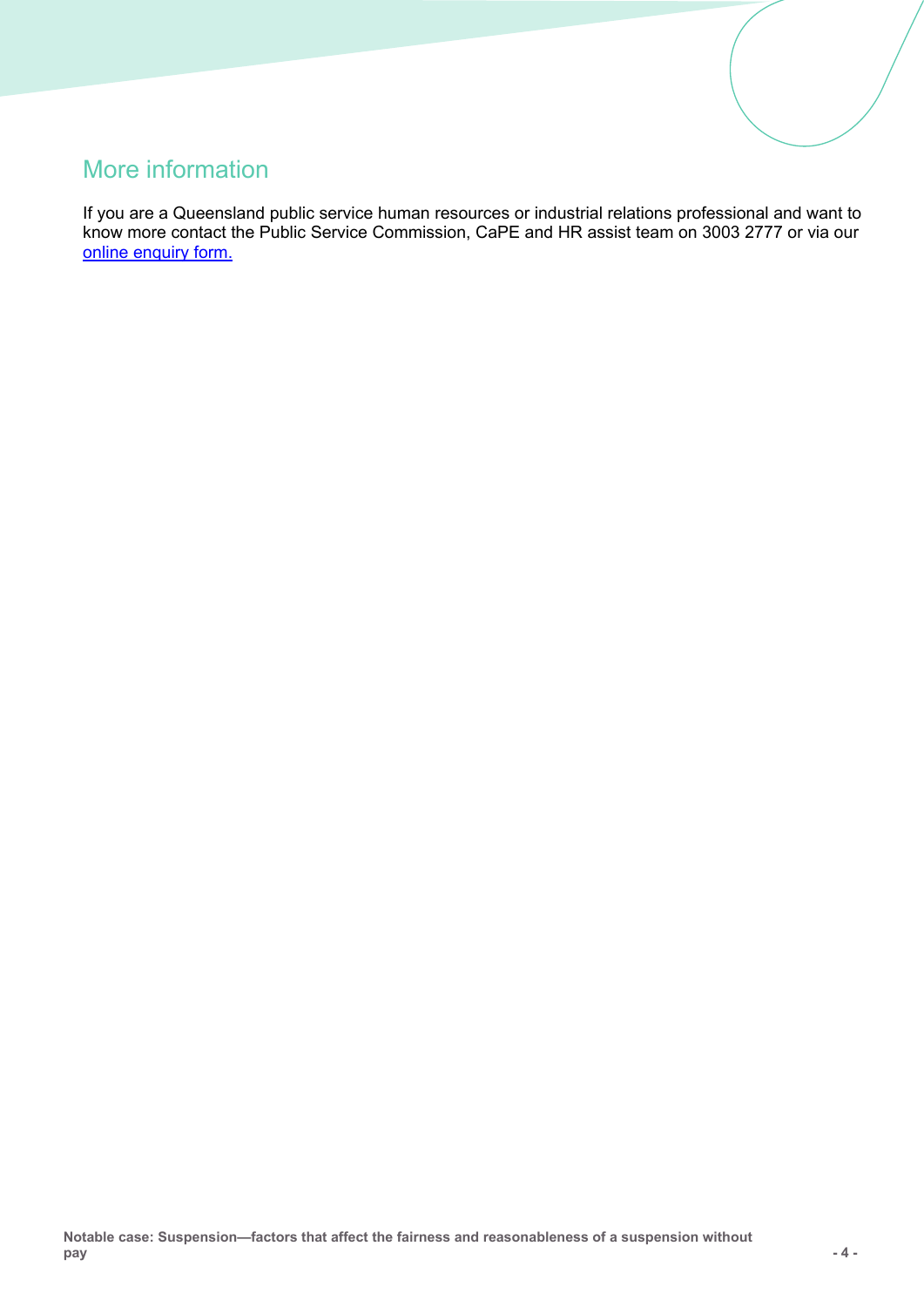## More information

If you are a Queensland public service human resources or industrial relations professional and want to know more contact the Public Service Commission, CaPE and HR assist team on 3003 2777 or via our [online enquiry form.]()